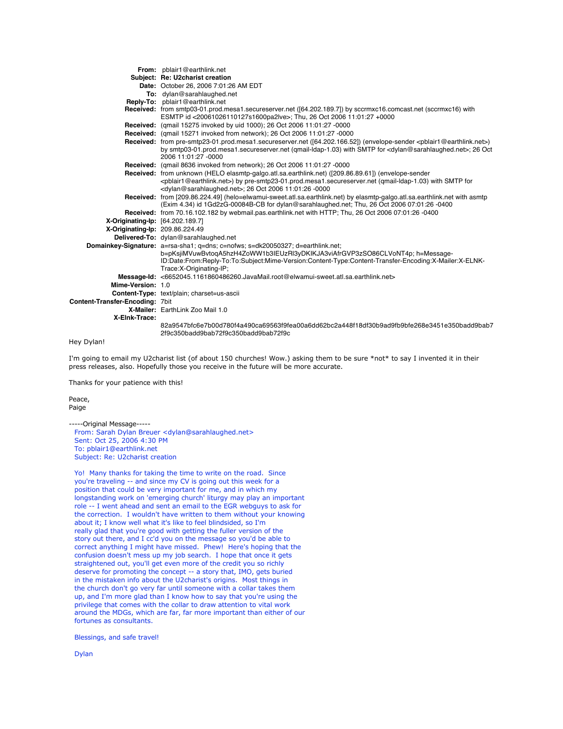**From:** pblair1@earthlink.net
**Subject:** **Re: U2charist creation**
**Date:** October 26, 2006 7:01:26 AM EDT
**To:** dylan@sarahlaughed.net
**Reply-To:** pblair1@earthlink.net
**Received:** from smtp03-01.prod.mesa1.secureserver.net ([64.202.189.7]) by sccrmxc16.comcast.net (sccrmxc16) with ESMTP id <20061026110127s1600pa2lve>; Thu, 26 Oct 2006 11:01:27 +0000
**Received:** (qmail 15275 invoked by uid 1000); 26 Oct 2006 11:01:27 -0000
**Received:** (qmail 15271 invoked from network); 26 Oct 2006 11:01:27 -0000
**Received:** from pre-smtp23-01.prod.mesa1.secureserver.net ([64.202.166.52]) (envelope-sender <pblair1@earthlink.net>) by smtp03-01.prod.mesa1.secureserver.net (qmail-ldap-1.03) with SMTP for <dylan@sarahlaughed.net>; 26 Oct 2006 11:01:27 -0000
**Received:** (qmail 8636 invoked from network); 26 Oct 2006 11:01:27 -0000
**Received:** from unknown (HELO elasmtp-galgo.atl.sa.earthlink.net) ([209.86.89.61]) (envelope-sender <pblair1@earthlink.net>) by pre-smtp23-01.prod.mesa1.secureserver.net (qmail-ldap-1.03) with SMTP for <dylan@sarahlaughed.net>; 26 Oct 2006 11:01:26 -0000
**Received:** from [209.86.224.49] (helo=elwamui-sweet.atl.sa.earthlink.net) by elasmtp-galgo.atl.sa.earthlink.net with asmtp (Exim 4.34) id 1Gd2zG-00084B-CB for dylan@sarahlaughed.net; Thu, 26 Oct 2006 07:01:26 -0400
**Received:** from 70.16.102.182 by webmail.pas.earthlink.net with HTTP; Thu, 26 Oct 2006 07:01:26 -0400
**X-Originating-Ip:** [64.202.189.7]
**X-Originating-Ip:** 209.86.224.49
**Delivered-To:** dylan@sarahlaughed.net
**Domainkey-Signature:** a=rsa-sha1; q=dns; c=nofws; s=dk20050327; d=earthlink.net; b=pKsjiMVuwBvtoqA5hzH4ZoWW1b3lEUzRl3yDKIKJA3viAfrGVP3zSO86CLVoNT4p; h=Message-ID:Date:From:Reply-To:To:Subject:Mime-Version:Content-Type:Content-Transfer-Encoding:X-Mailer:X-ELNK-Trace:X-Originating-IP;
**Message-Id:** <6652045.1161860486260.JavaMail.root@elwamui-sweet.atl.sa.earthlink.net>
**Mime-Version:** 1.0
**Content-Type:** text/plain; charset=us-ascii
**Content-Transfer-Encoding:** 7bit
**X-Mailer:** EarthLink Zoo Mail 1.0
**X-Elnk-Trace:** 82a9547bfc6e7b00d780f4a490ca69563f9fea00a6dd62bc2a448f18df30b9ad9fb9bfe268e3451e350badd9bab72f9c350badd9bab72f9c350badd9bab72f9c

Hey Dylan!

I'm going to email my U2charist list (of about 150 churches! Wow.) asking them to be sure *not* to say I invented it in their press releases, also. Hopefully those you receive in the future will be more accurate.

Thanks for your patience with this!

Peace,
Paige

-----Original Message-----
From: Sarah Dylan Breuer <dylan@sarahlaughed.net>
Sent: Oct 25, 2006 4:30 PM
To: pblair1@earthlink.net
Subject: Re: U2charist creation

Yo! Many thanks for taking the time to write on the road. Since you're traveling -- and since my CV is going out this week for a position that could be very important for me, and in which my longstanding work on 'emerging church' liturgy may play an important role -- I went ahead and sent an email to the EGR webguys to ask for the correction. I wouldn't have written to them without your knowing about it; I know well what it's like to feel blindsided, so I'm really glad that you're good with getting the fuller version of the story out there, and I cc'd you on the message so you'd be able to correct anything I might have missed. Phew! Here's hoping that the confusion doesn't mess up my job search. I hope that once it gets straightened out, you'll get even more of the credit you so richly deserve for promoting the concept -- a story that, IMO, gets buried in the mistaken info about the U2charist's origins. Most things in the church don't go very far until someone with a collar takes them up, and I'm more glad than I know how to say that you're using the privilege that comes with the collar to draw attention to vital work around the MDGs, which are far, far more important than either of our fortunes as consultants.

Blessings, and safe travel!

Dylan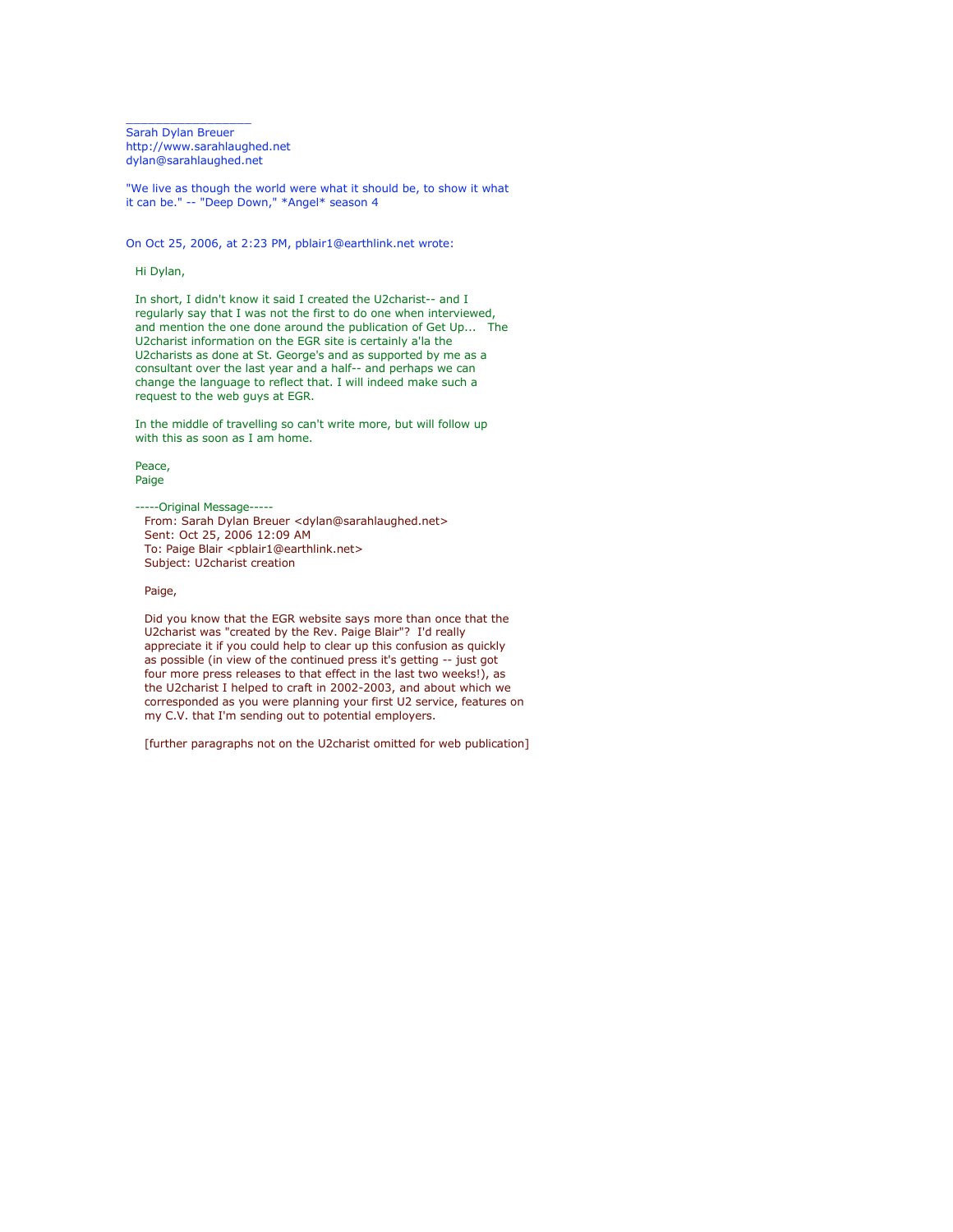\_\_\_\_\_\_\_\_\_\_\_\_\_\_\_\_\_\_

Sarah Dylan Breuer
http://www.sarahlaughed.net
dylan@sarahlaughed.net

"We live as though the world were what it should be, to show it what it can be." -- "Deep Down," *Angel* season 4

On Oct 25, 2006, at 2:23 PM, pblair1@earthlink.net wrote:

> Hi Dylan,
>
> In short, I didn't know it said I created the U2charist-- and I regularly say that I was not the first to do one when interviewed, and mention the one done around the publication of Get Up... The U2charist information on the EGR site is certainly a'la the U2charists as done at St. George's and as supported by me as a consultant over the last year and a half-- and perhaps we can change the language to reflect that. I will indeed make such a request to the web guys at EGR.
>
> In the middle of travelling so can't write more, but will follow up with this as soon as I am home.
>
> Peace,
> Paige
>
> -----Original Message-----
> From: Sarah Dylan Breuer <dylan@sarahlaughed.net>
> Sent: Oct 25, 2006 12:09 AM
> To: Paige Blair <pblair1@earthlink.net>
> Subject: U2charist creation
>
> Paige,
>
> Did you know that the EGR website says more than once that the U2charist was "created by the Rev. Paige Blair"? I'd really appreciate it if you could help to clear up this confusion as quickly as possible (in view of the continued press it's getting -- just got four more press releases to that effect in the last two weeks!), as the U2charist I helped to craft in 2002-2003, and about which we corresponded as you were planning your first U2 service, features on my C.V. that I'm sending out to potential employers.
>
> [further paragraphs not on the U2charist omitted for web publication]